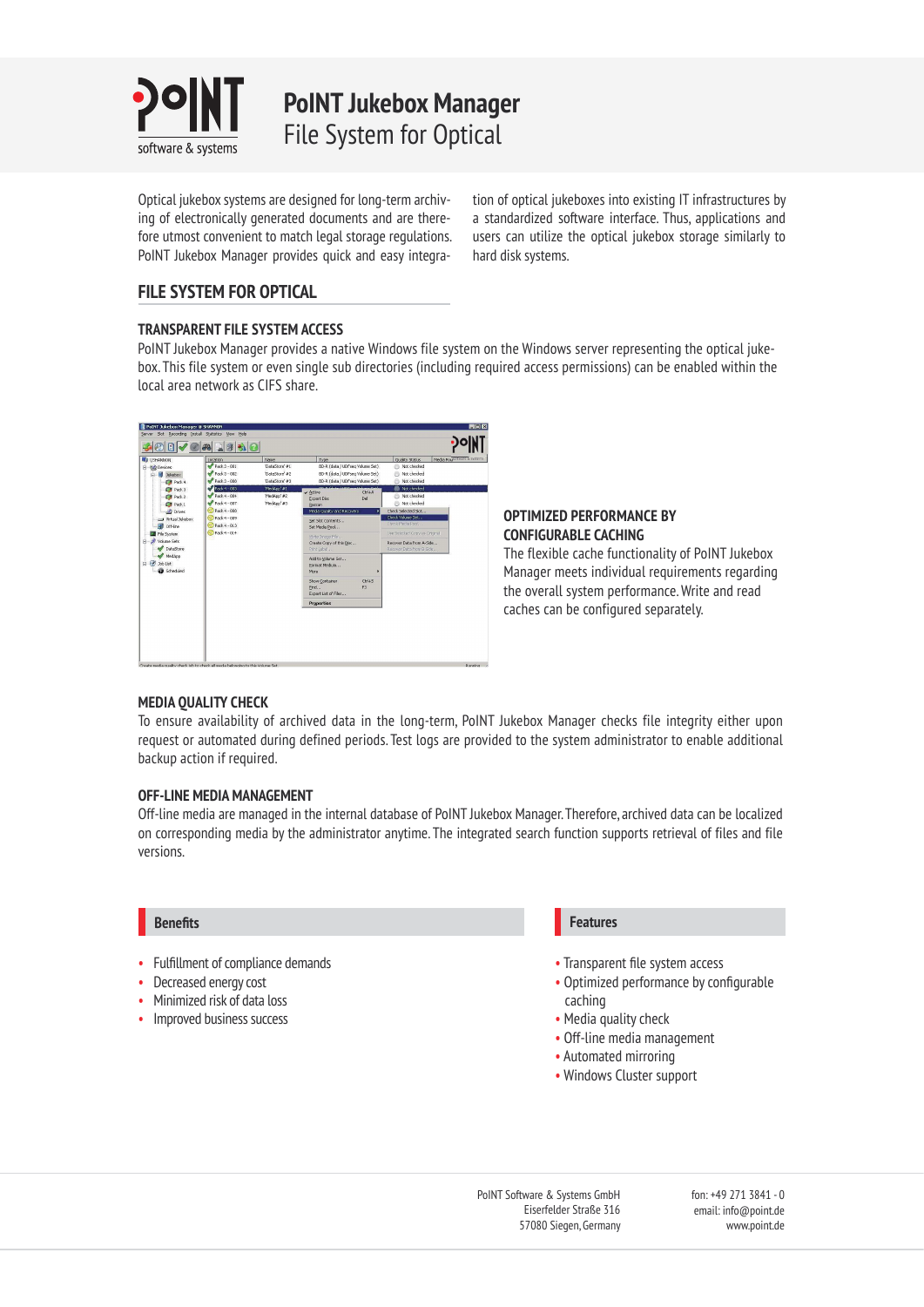# PoINT Jukebox Manager
## File System for Optical

Optical jukebox systems are designed for long-term archiving of electronically generated documents and are therefore utmost convenient to match legal storage regulations. PoINT Jukebox Manager provides quick and easy integration of optical jukeboxes into existing IT infrastructures by a standardized software interface. Thus, applications and users can utilize the optical jukebox storage similarly to hard disk systems.

## FILE SYSTEM FOR OPTICAL

### TRANSPARENT FILE SYSTEM ACCESS

PoINT Jukebox Manager provides a native Windows file system on the Windows server representing the optical jukebox. This file system or even single sub directories (including required access permissions) can be enabled within the local area network as CIFS share.

### OPTIMIZED PERFORMANCE BY CONFIGURABLE CACHING

The flexible cache functionality of PoINT Jukebox Manager meets individual requirements regarding the overall system performance. Write and read caches can be configured separately.

### MEDIA QUALITY CHECK

To ensure availability of archived data in the long-term, PoINT Jukebox Manager checks file integrity either upon request or automated during defined periods. Test logs are provided to the system administrator to enable additional backup action if required.

### OFF-LINE MEDIA MANAGEMENT

Off-line media are managed in the internal database of PoINT Jukebox Manager. Therefore, archived data can be localized on corresponding media by the administrator anytime. The integrated search function supports retrieval of files and file versions.

## Benefits

- Fulfillment of compliance demands
- Decreased energy cost
- Minimized risk of data loss
- Improved business success

## Features

- Transparent file system access
- Optimized performance by configurable caching
- Media quality check
- Off-line media management
- Automated mirroring
- Windows Cluster support

PoINT Software & Systems GmbH
Eiserfelder Straße 316
57080 Siegen, Germany

fon: +49 271 3841 - 0
email: info@point.de
www.point.de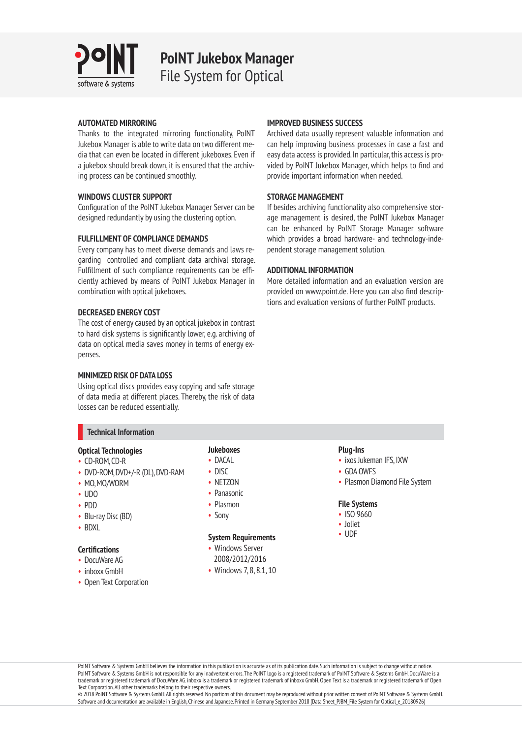PoINT software & systems

# PoINT Jukebox Manager

## File System for Optical

### AUTOMATED MIRRORING

Thanks to the integrated mirroring functionality, PoINT Jukebox Manager is able to write data on two different media that can even be located in different jukeboxes. Even if a jukebox should break down, it is ensured that the archiving process can be continued smoothly.

### WINDOWS CLUSTER SUPPORT

Configuration of the PoINT Jukebox Manager Server can be designed redundantly by using the clustering option.

### FULFILLMENT OF COMPLIANCE DEMANDS

Every company has to meet diverse demands and laws regarding controlled and compliant data archival storage. Fulfillment of such compliance requirements can be efficiently achieved by means of PoINT Jukebox Manager in combination with optical jukeboxes.

### DECREASED ENERGY COST

The cost of energy caused by an optical jukebox in contrast to hard disk systems is significantly lower, e.g. archiving of data on optical media saves money in terms of energy expenses.

### MINIMIZED RISK OF DATA LOSS

Using optical discs provides easy copying and safe storage of data media at different places. Thereby, the risk of data losses can be reduced essentially.

### IMPROVED BUSINESS SUCCESS

Archived data usually represent valuable information and can help improving business processes in case a fast and easy data access is provided. In particular, this access is provided by PoINT Jukebox Manager, which helps to find and provide important information when needed.

### STORAGE MANAGEMENT

If besides archiving functionality also comprehensive storage management is desired, the PoINT Jukebox Manager can be enhanced by PoINT Storage Manager software which provides a broad hardware- and technology-independent storage management solution.

### ADDITIONAL INFORMATION

More detailed information and an evaluation version are provided on www.point.de. Here you can also find descriptions and evaluation versions of further PoINT products.

## Technical Information

### Optical Technologies

- CD-ROM, CD-R
- DVD-ROM, DVD+/-R (DL), DVD-RAM
- MO, MO/WORM
- UDO
- PDD
- Blu-ray Disc (BD)
- BDXL

### Certifications

- DocuWare AG
- inboxx GmbH
- Open Text Corporation

### Jukeboxes

- DACAL
- DISC
- NETZON
- Panasonic
- Plasmon
- Sony

### System Requirements

- Windows Server 2008/2012/2016
- Windows 7, 8, 8.1, 10

### Plug-Ins

- ixos Jukeman IFS, IXW
- GDA OWFS
- Plasmon Diamond File System

### File Systems

- ISO 9660
- Joliet
- UDF

PoINT Software & Systems GmbH believes the information in this publication is accurate as of its publication date. Such information is subject to change without notice. PoINT Software & Systems GmbH is not responsible for any inadvertent errors. The PoINT logo is a registered trademark of PoINT Software & Systems GmbH. DocuWare is a trademark or registered trademark of DocuWare AG. inboxx is a trademark or registered trademark of inboxx GmbH. Open Text is a trademark or registered trademark of Open Text Corporation. All other trademarks belong to their respective owners.
© 2018 PoINT Software & Systems GmbH. All rights reserved. No portions of this document may be reproduced without prior written consent of PoINT Software & Systems GmbH.
Software and documentation are available in English, Chinese and Japanese. Printed in Germany September 2018 (Data Sheet_PJBM_File System for Optical_e_20180926)